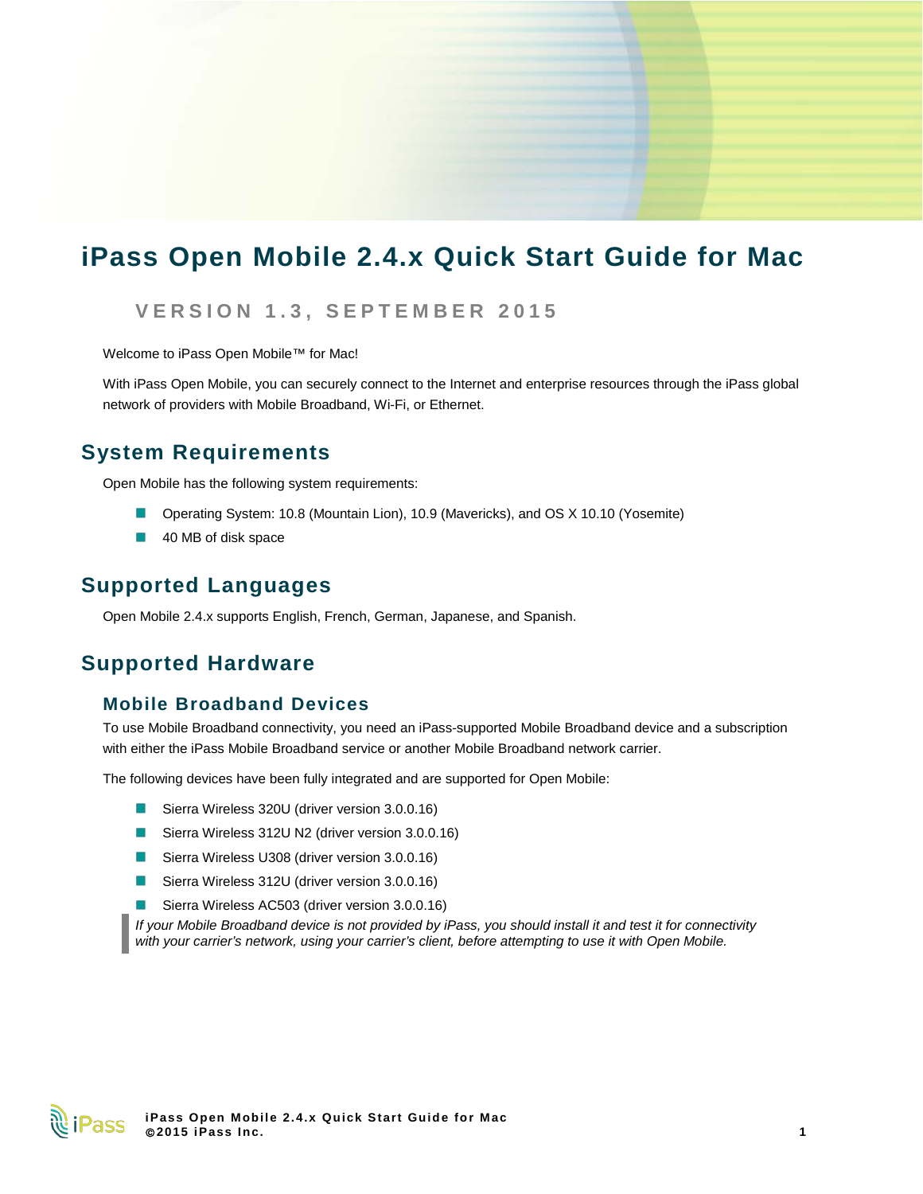# iPass Open Mobile 2.4.x Quick Start Guide for Mac

VERSION 1.3, SEPTEMBER 2015

Welcome to iPass Open Mobile™ for Mac!

With iPass Open Mobile, you can securely connect to the Internet and enterprise resources through the iPass global network of providers with Mobile Broadband, Wi-Fi, or Ethernet.

## System Requirements

Open Mobile has the following system requirements:

- Operating System: 10.8 (Mountain Lion), 10.9 (Mavericks), and OS X 10.10 (Yosemite)
- 40 MB of disk space

## Supported Languages

Open Mobile 2.4.x supports English, French, German, Japanese, and Spanish.

## Supported Hardware

### Mobile Broadband Devices

To use Mobile Broadband connectivity, you need an iPass-supported Mobile Broadband device and a subscription with either the iPass Mobile Broadband service or another Mobile Broadband network carrier.

The following devices have been fully integrated and are supported for Open Mobile:

- Sierra Wireless 320U (driver version 3.0.0.16)
- Sierra Wireless 312U N2 (driver version 3.0.0.16)
- Sierra Wireless U308 (driver version 3.0.0.16)
- Sierra Wireless 312U (driver version 3.0.0.16)
- Sierra Wireless AC503 (driver version 3.0.0.16)

> *If your Mobile Broadband device is not provided by iPass, you should install it and test it for connectivity with your carrier's network, using your carrier's client, before attempting to use it with Open Mobile.*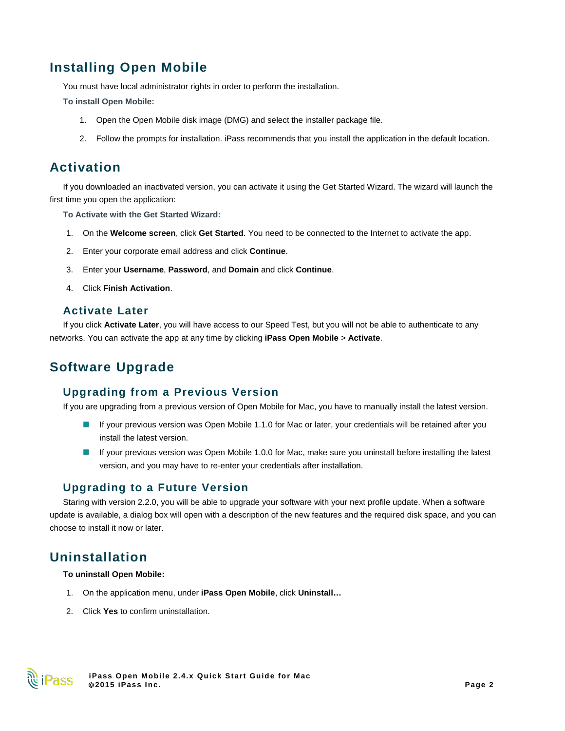## Installing Open Mobile

You must have local administrator rights in order to perform the installation.

**To install Open Mobile:**

1. Open the Open Mobile disk image (DMG) and select the installer package file.
2. Follow the prompts for installation. iPass recommends that you install the application in the default location.

## Activation

If you downloaded an inactivated version, you can activate it using the Get Started Wizard. The wizard will launch the first time you open the application:

**To Activate with the Get Started Wizard:**

1. On the **Welcome screen**, click **Get Started**. You need to be connected to the Internet to activate the app.
2. Enter your corporate email address and click **Continue**.
3. Enter your **Username**, **Password**, and **Domain** and click **Continue**.
4. Click **Finish Activation**.

### Activate Later

If you click **Activate Later**, you will have access to our Speed Test, but you will not be able to authenticate to any networks. You can activate the app at any time by clicking **iPass Open Mobile** > **Activate**.

## Software Upgrade

### Upgrading from a Previous Version

If you are upgrading from a previous version of Open Mobile for Mac, you have to manually install the latest version.

- If your previous version was Open Mobile 1.1.0 for Mac or later, your credentials will be retained after you install the latest version.
- If your previous version was Open Mobile 1.0.0 for Mac, make sure you uninstall before installing the latest version, and you may have to re-enter your credentials after installation.

### Upgrading to a Future Version

Staring with version 2.2.0, you will be able to upgrade your software with your next profile update. When a software update is available, a dialog box will open with a description of the new features and the required disk space, and you can choose to install it now or later.

## Uninstallation

**To uninstall Open Mobile:**

1. On the application menu, under **iPass Open Mobile**, click **Uninstall…**
2. Click **Yes** to confirm uninstallation.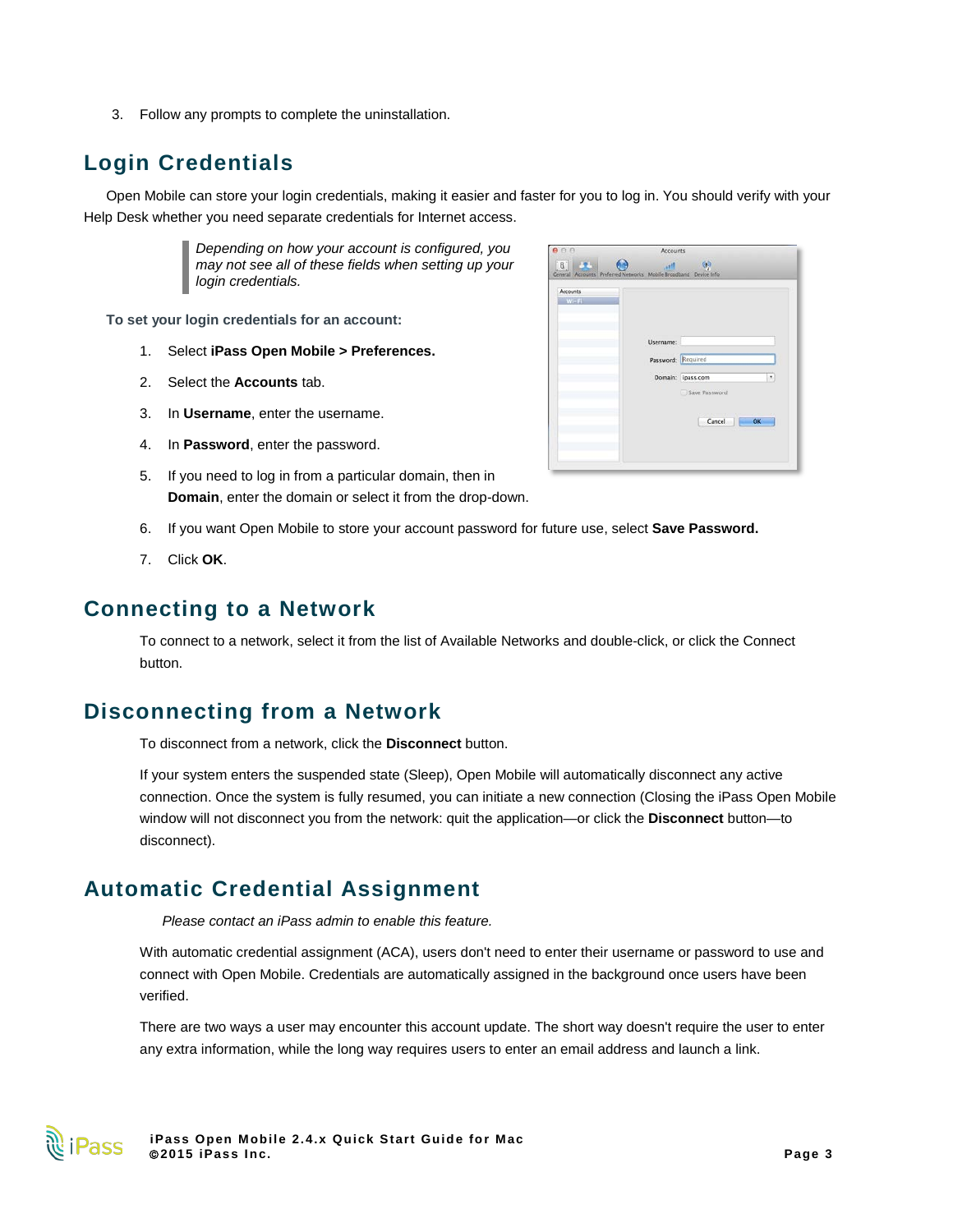3. Follow any prompts to complete the uninstallation.

## Login Credentials

Open Mobile can store your login credentials, making it easier and faster for you to log in. You should verify with your Help Desk whether you need separate credentials for Internet access.

> *Depending on how your account is configured, you may not see all of these fields when setting up your login credentials.*

**To set your login credentials for an account:**

1. Select **iPass Open Mobile > Preferences.**
2. Select the **Accounts** tab.
3. In **Username**, enter the username.
4. In **Password**, enter the password.
5. If you need to log in from a particular domain, then in **Domain**, enter the domain or select it from the drop-down.
6. If you want Open Mobile to store your account password for future use, select **Save Password.**
7. Click **OK**.

## Connecting to a Network

To connect to a network, select it from the list of Available Networks and double-click, or click the Connect button.

## Disconnecting from a Network

To disconnect from a network, click the **Disconnect** button.

If your system enters the suspended state (Sleep), Open Mobile will automatically disconnect any active connection. Once the system is fully resumed, you can initiate a new connection (Closing the iPass Open Mobile window will not disconnect you from the network: quit the application—or click the **Disconnect** button—to disconnect).

## Automatic Credential Assignment

*Please contact an iPass admin to enable this feature.*

With automatic credential assignment (ACA), users don't need to enter their username or password to use and connect with Open Mobile. Credentials are automatically assigned in the background once users have been verified.

There are two ways a user may encounter this account update. The short way doesn't require the user to enter any extra information, while the long way requires users to enter an email address and launch a link.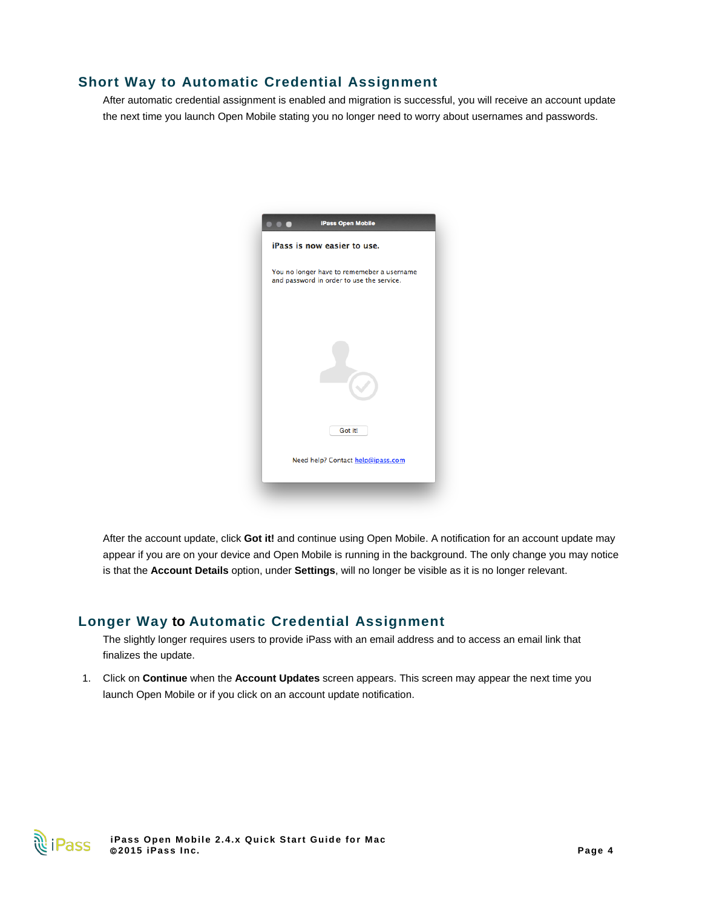## Short Way to Automatic Credential Assignment

After automatic credential assignment is enabled and migration is successful, you will receive an account update the next time you launch Open Mobile stating you no longer need to worry about usernames and passwords.

After the account update, click **Got it!** and continue using Open Mobile. A notification for an account update may appear if you are on your device and Open Mobile is running in the background. The only change you may notice is that the **Account Details** option, under **Settings**, will no longer be visible as it is no longer relevant.

## Longer Way to Automatic Credential Assignment

The slightly longer requires users to provide iPass with an email address and to access an email link that finalizes the update.

1. Click on **Continue** when the **Account Updates** screen appears. This screen may appear the next time you launch Open Mobile or if you click on an account update notification.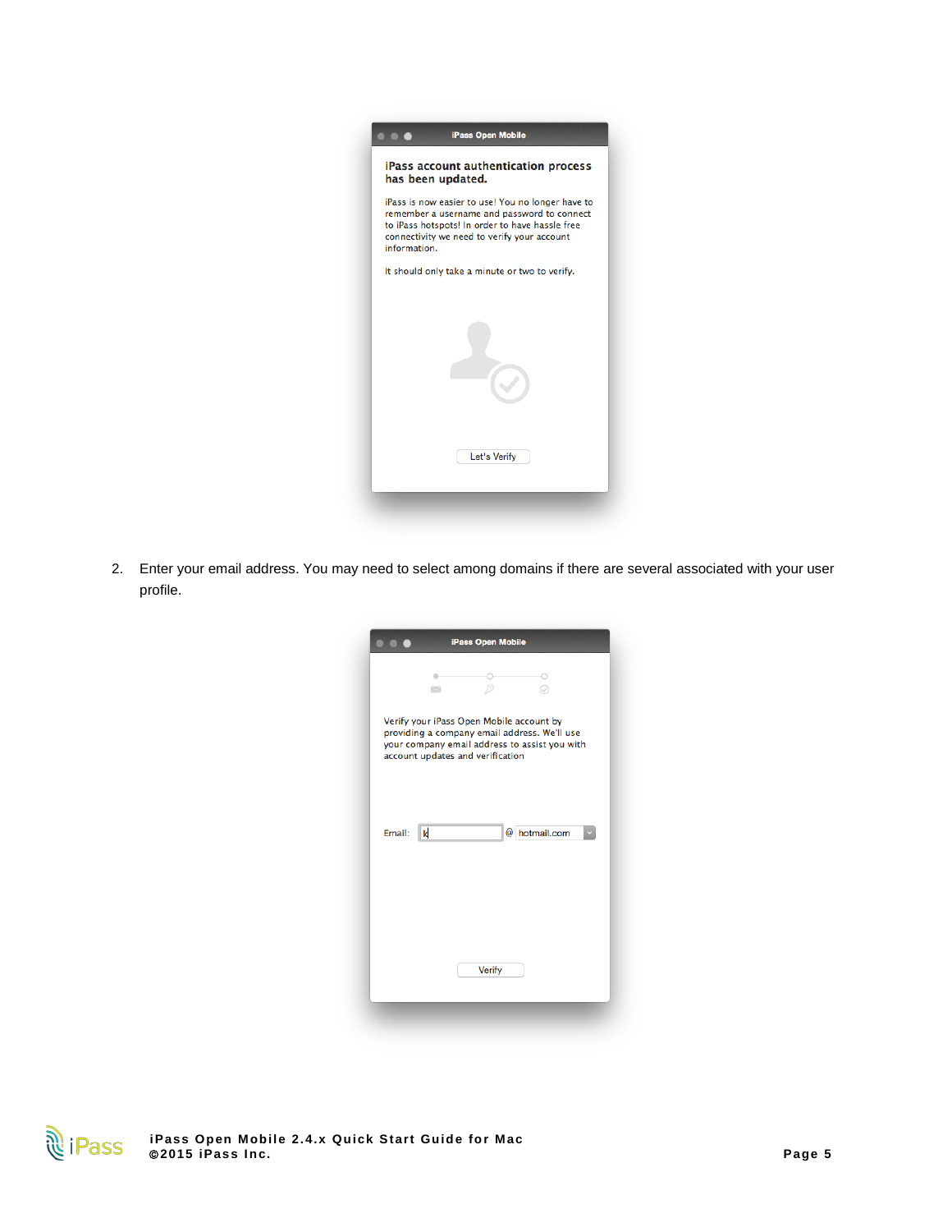2. Enter your email address. You may need to select among domains if there are several associated with your user profile.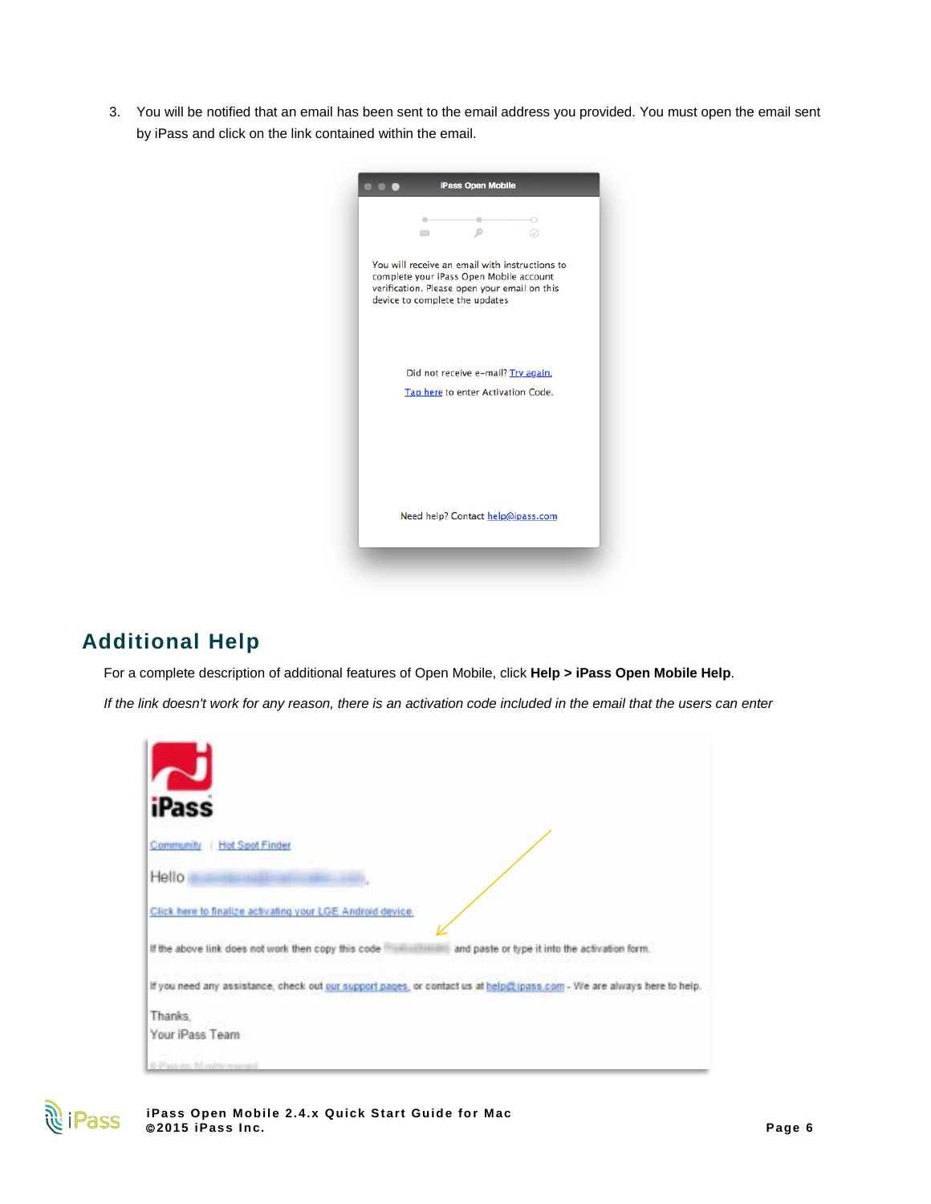3. You will be notified that an email has been sent to the email address you provided. You must open the email sent by iPass and click on the link contained within the email.

iPass Open Mobile

You will receive an email with instructions to complete your iPass Open Mobile account verification. Please open your email on this device to complete the updates

Did not receive e-mail? Try again.

Tap here to enter Activation Code.

Need help? Contact help@ipass.com

## Additional Help

For a complete description of additional features of Open Mobile, click **Help > iPass Open Mobile Help**.

*If the link doesn't work for any reason, there is an activation code included in the email that the users can enter*

iPass

Community | Hot Spot Finder

Hello

Click here to finalize activating your LGE Android device.

If the above link does not work then copy this code and paste or type it into the activation form.

If you need any assistance, check out our support pages, or contact us at help@ipass.com - We are always here to help.

Thanks,
Your iPass Team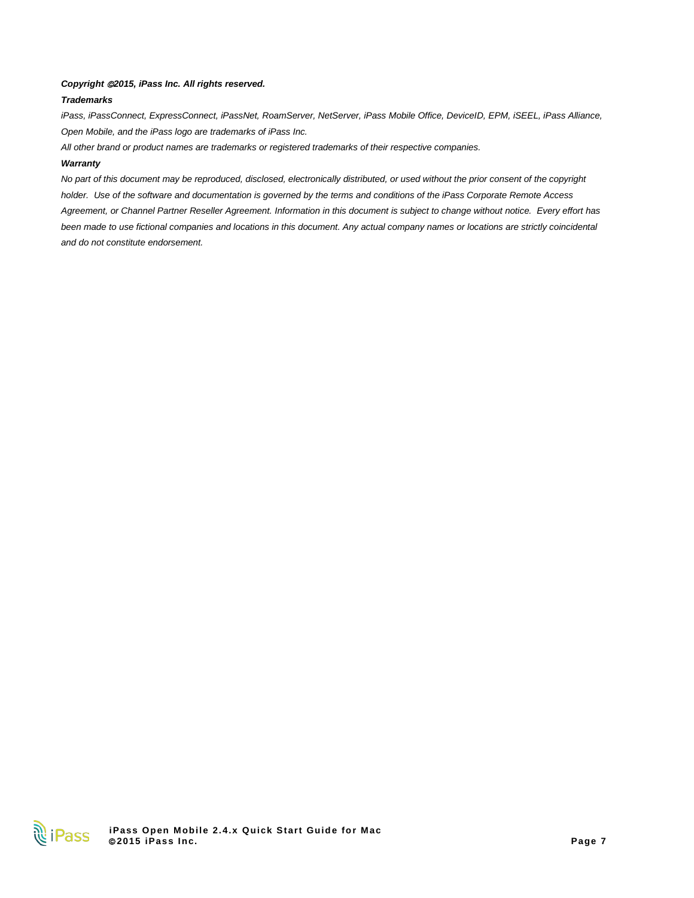***Copyright ©2015, iPass Inc. All rights reserved.***

***Trademarks***

*iPass, iPassConnect, ExpressConnect, iPassNet, RoamServer, NetServer, iPass Mobile Office, DeviceID, EPM, iSEEL, iPass Alliance, Open Mobile, and the iPass logo are trademarks of iPass Inc.*

*All other brand or product names are trademarks or registered trademarks of their respective companies.*

***Warranty***

*No part of this document may be reproduced, disclosed, electronically distributed, or used without the prior consent of the copyright holder. Use of the software and documentation is governed by the terms and conditions of the iPass Corporate Remote Access Agreement, or Channel Partner Reseller Agreement. Information in this document is subject to change without notice. Every effort has been made to use fictional companies and locations in this document. Any actual company names or locations are strictly coincidental and do not constitute endorsement.*